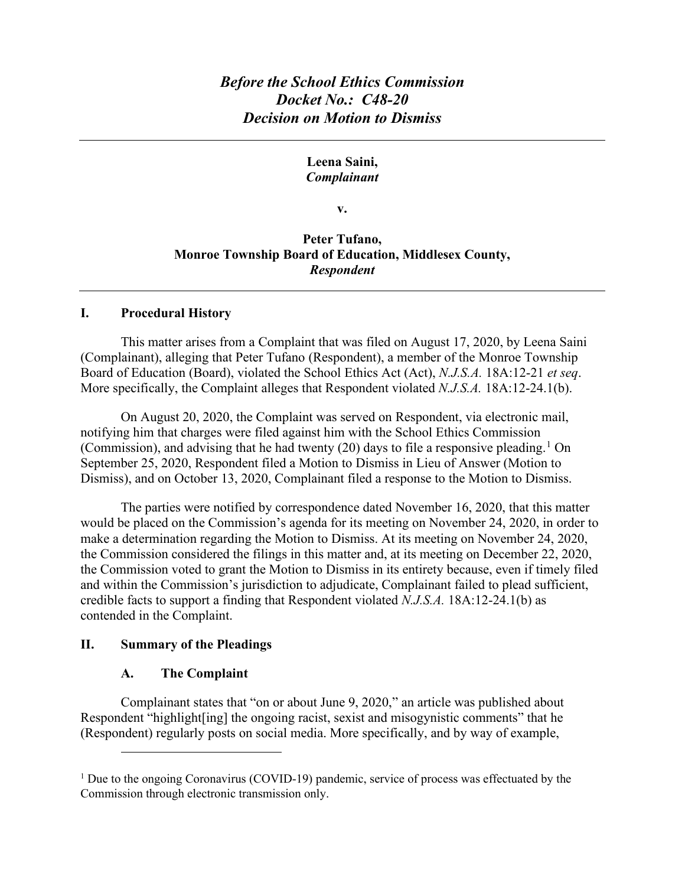***Before the School Ethics Commission***
***Docket No.: C48-20***
***Decision on Motion to Dismiss***

---

**Leena Saini,**
***Complainant***

**v.**

**Peter Tufano,**
**Monroe Township Board of Education, Middlesex County,**
***Respondent***

---

## I. Procedural History

This matter arises from a Complaint that was filed on August 17, 2020, by Leena Saini (Complainant), alleging that Peter Tufano (Respondent), a member of the Monroe Township Board of Education (Board), violated the School Ethics Act (Act), *N.J.S.A.* 18A:12-21 *et seq*. More specifically, the Complaint alleges that Respondent violated *N.J.S.A.* 18A:12-24.1(b).

On August 20, 2020, the Complaint was served on Respondent, via electronic mail, notifying him that charges were filed against him with the School Ethics Commission (Commission), and advising that he had twenty (20) days to file a responsive pleading.[1] On September 25, 2020, Respondent filed a Motion to Dismiss in Lieu of Answer (Motion to Dismiss), and on October 13, 2020, Complainant filed a response to the Motion to Dismiss.

The parties were notified by correspondence dated November 16, 2020, that this matter would be placed on the Commission's agenda for its meeting on November 24, 2020, in order to make a determination regarding the Motion to Dismiss. At its meeting on November 24, 2020, the Commission considered the filings in this matter and, at its meeting on December 22, 2020, the Commission voted to grant the Motion to Dismiss in its entirety because, even if timely filed and within the Commission's jurisdiction to adjudicate, Complainant failed to plead sufficient, credible facts to support a finding that Respondent violated *N.J.S.A.* 18A:12-24.1(b) as contended in the Complaint.

## II. Summary of the Pleadings

### A. The Complaint

Complainant states that "on or about June 9, 2020," an article was published about Respondent "highlight[ing] the ongoing racist, sexist and misogynistic comments" that he (Respondent) regularly posts on social media. More specifically, and by way of example,

---

[1] Due to the ongoing Coronavirus (COVID-19) pandemic, service of process was effectuated by the Commission through electronic transmission only.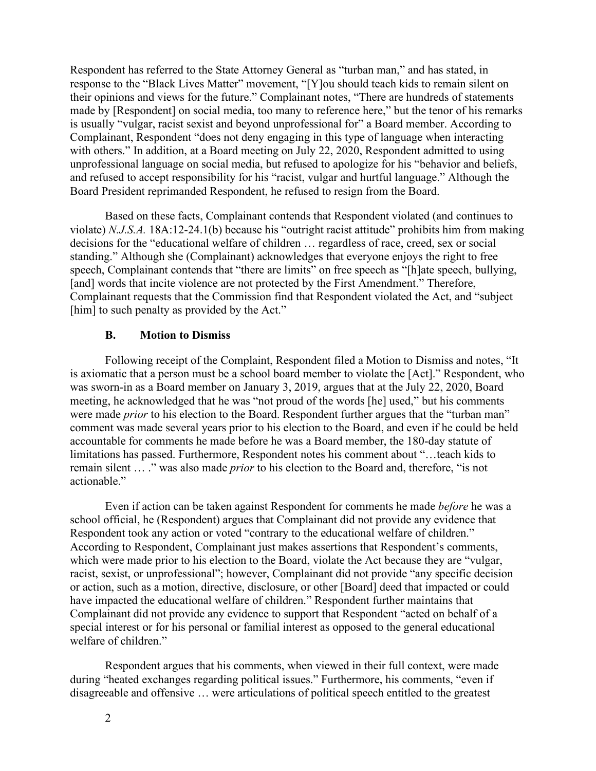Respondent has referred to the State Attorney General as "turban man," and has stated, in response to the "Black Lives Matter" movement, "[Y]ou should teach kids to remain silent on their opinions and views for the future." Complainant notes, "There are hundreds of statements made by [Respondent] on social media, too many to reference here," but the tenor of his remarks is usually "vulgar, racist sexist and beyond unprofessional for" a Board member. According to Complainant, Respondent "does not deny engaging in this type of language when interacting with others." In addition, at a Board meeting on July 22, 2020, Respondent admitted to using unprofessional language on social media, but refused to apologize for his "behavior and beliefs, and refused to accept responsibility for his "racist, vulgar and hurtful language." Although the Board President reprimanded Respondent, he refused to resign from the Board.

Based on these facts, Complainant contends that Respondent violated (and continues to violate) *N.J.S.A.* 18A:12-24.1(b) because his "outright racist attitude" prohibits him from making decisions for the "educational welfare of children … regardless of race, creed, sex or social standing." Although she (Complainant) acknowledges that everyone enjoys the right to free speech, Complainant contends that "there are limits" on free speech as "[h]ate speech, bullying, [and] words that incite violence are not protected by the First Amendment." Therefore, Complainant requests that the Commission find that Respondent violated the Act, and "subject [him] to such penalty as provided by the Act."

### B. Motion to Dismiss

Following receipt of the Complaint, Respondent filed a Motion to Dismiss and notes, "It is axiomatic that a person must be a school board member to violate the [Act]." Respondent, who was sworn-in as a Board member on January 3, 2019, argues that at the July 22, 2020, Board meeting, he acknowledged that he was "not proud of the words [he] used," but his comments were made *prior* to his election to the Board. Respondent further argues that the "turban man" comment was made several years prior to his election to the Board, and even if he could be held accountable for comments he made before he was a Board member, the 180-day statute of limitations has passed. Furthermore, Respondent notes his comment about "…teach kids to remain silent … ." was also made *prior* to his election to the Board and, therefore, "is not actionable."

Even if action can be taken against Respondent for comments he made *before* he was a school official, he (Respondent) argues that Complainant did not provide any evidence that Respondent took any action or voted "contrary to the educational welfare of children." According to Respondent, Complainant just makes assertions that Respondent's comments, which were made prior to his election to the Board, violate the Act because they are "vulgar, racist, sexist, or unprofessional"; however, Complainant did not provide "any specific decision or action, such as a motion, directive, disclosure, or other [Board] deed that impacted or could have impacted the educational welfare of children." Respondent further maintains that Complainant did not provide any evidence to support that Respondent "acted on behalf of a special interest or for his personal or familial interest as opposed to the general educational welfare of children."

Respondent argues that his comments, when viewed in their full context, were made during "heated exchanges regarding political issues." Furthermore, his comments, "even if disagreeable and offensive … were articulations of political speech entitled to the greatest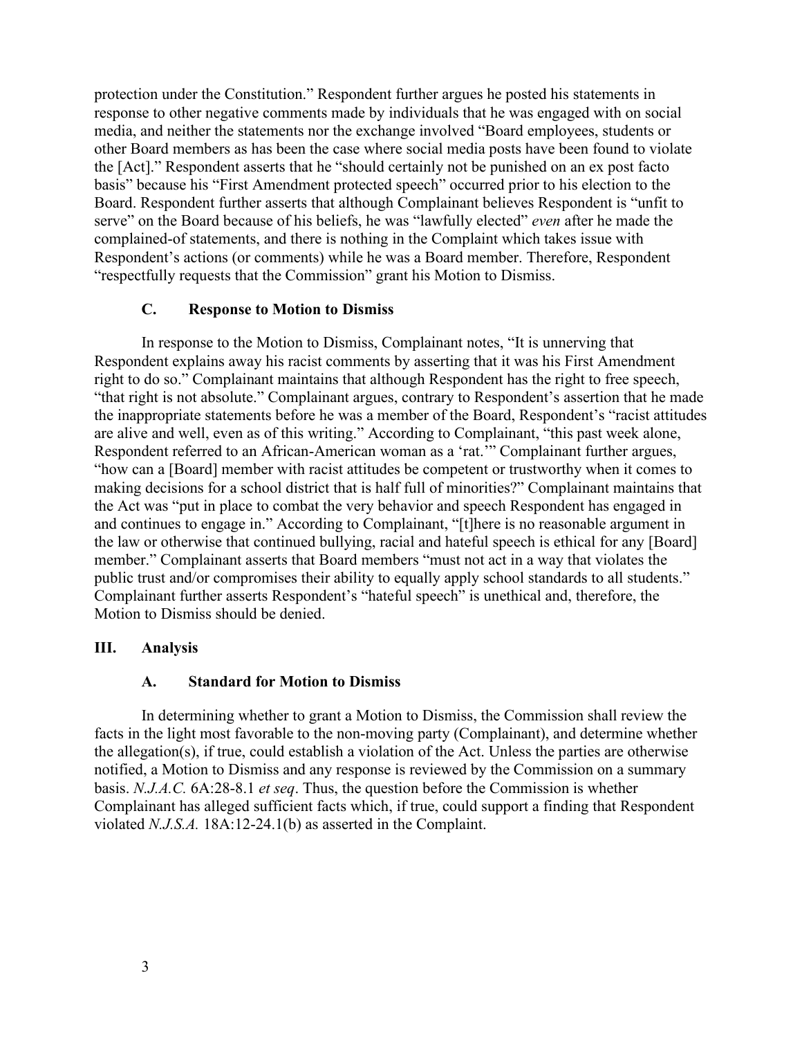protection under the Constitution." Respondent further argues he posted his statements in response to other negative comments made by individuals that he was engaged with on social media, and neither the statements nor the exchange involved "Board employees, students or other Board members as has been the case where social media posts have been found to violate the [Act]." Respondent asserts that he "should certainly not be punished on an ex post facto basis" because his "First Amendment protected speech" occurred prior to his election to the Board. Respondent further asserts that although Complainant believes Respondent is "unfit to serve" on the Board because of his beliefs, he was "lawfully elected" *even* after he made the complained-of statements, and there is nothing in the Complaint which takes issue with Respondent's actions (or comments) while he was a Board member. Therefore, Respondent "respectfully requests that the Commission" grant his Motion to Dismiss.

### C. Response to Motion to Dismiss

In response to the Motion to Dismiss, Complainant notes, "It is unnerving that Respondent explains away his racist comments by asserting that it was his First Amendment right to do so." Complainant maintains that although Respondent has the right to free speech, "that right is not absolute." Complainant argues, contrary to Respondent's assertion that he made the inappropriate statements before he was a member of the Board, Respondent's "racist attitudes are alive and well, even as of this writing." According to Complainant, "this past week alone, Respondent referred to an African-American woman as a 'rat.'" Complainant further argues, "how can a [Board] member with racist attitudes be competent or trustworthy when it comes to making decisions for a school district that is half full of minorities?" Complainant maintains that the Act was "put in place to combat the very behavior and speech Respondent has engaged in and continues to engage in." According to Complainant, "[t]here is no reasonable argument in the law or otherwise that continued bullying, racial and hateful speech is ethical for any [Board] member." Complainant asserts that Board members "must not act in a way that violates the public trust and/or compromises their ability to equally apply school standards to all students." Complainant further asserts Respondent's "hateful speech" is unethical and, therefore, the Motion to Dismiss should be denied.

## III. Analysis

### A. Standard for Motion to Dismiss

In determining whether to grant a Motion to Dismiss, the Commission shall review the facts in the light most favorable to the non-moving party (Complainant), and determine whether the allegation(s), if true, could establish a violation of the Act. Unless the parties are otherwise notified, a Motion to Dismiss and any response is reviewed by the Commission on a summary basis. *N.J.A.C.* 6A:28-8.1 *et seq*. Thus, the question before the Commission is whether Complainant has alleged sufficient facts which, if true, could support a finding that Respondent violated *N.J.S.A.* 18A:12-24.1(b) as asserted in the Complaint.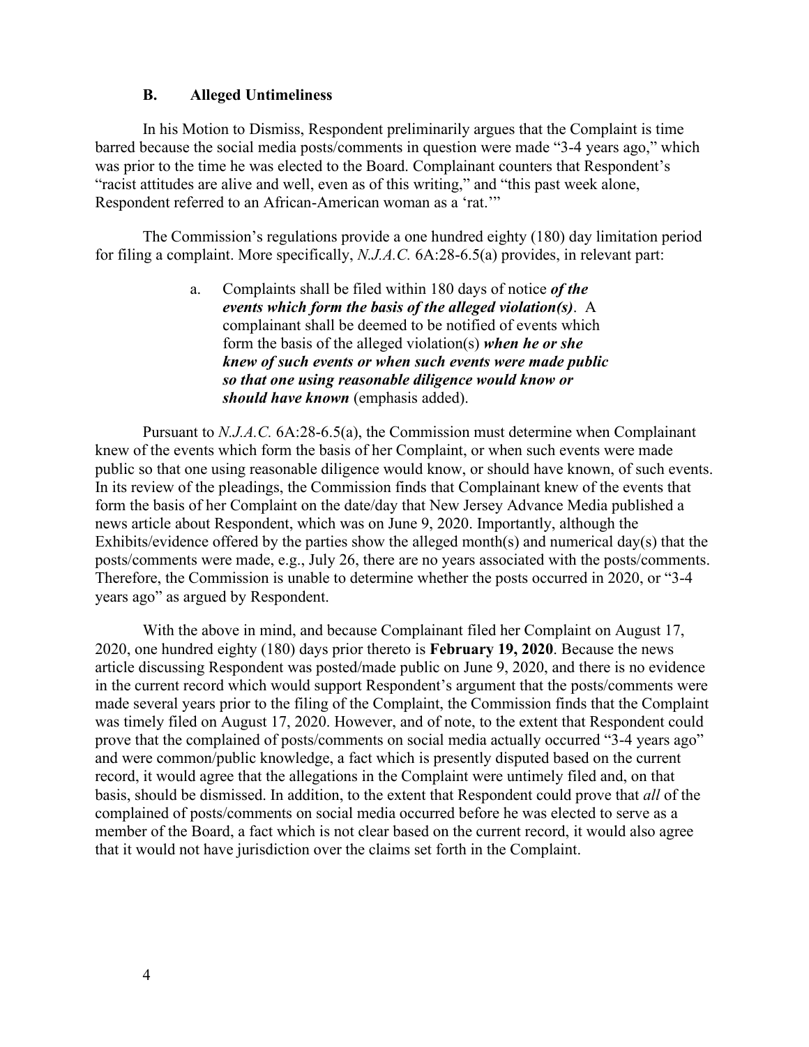### B. Alleged Untimeliness

In his Motion to Dismiss, Respondent preliminarily argues that the Complaint is time barred because the social media posts/comments in question were made "3-4 years ago," which was prior to the time he was elected to the Board. Complainant counters that Respondent's "racist attitudes are alive and well, even as of this writing," and "this past week alone, Respondent referred to an African-American woman as a 'rat.'"

The Commission's regulations provide a one hundred eighty (180) day limitation period for filing a complaint. More specifically, *N.J.A.C.* 6A:28-6.5(a) provides, in relevant part:

> a. Complaints shall be filed within 180 days of notice ***of the events which form the basis of the alleged violation(s)***. A complainant shall be deemed to be notified of events which form the basis of the alleged violation(s) ***when he or she knew of such events or when such events were made public so that one using reasonable diligence would know or should have known*** (emphasis added).

Pursuant to *N.J.A.C.* 6A:28-6.5(a), the Commission must determine when Complainant knew of the events which form the basis of her Complaint, or when such events were made public so that one using reasonable diligence would know, or should have known, of such events. In its review of the pleadings, the Commission finds that Complainant knew of the events that form the basis of her Complaint on the date/day that New Jersey Advance Media published a news article about Respondent, which was on June 9, 2020. Importantly, although the Exhibits/evidence offered by the parties show the alleged month(s) and numerical day(s) that the posts/comments were made, e.g., July 26, there are no years associated with the posts/comments. Therefore, the Commission is unable to determine whether the posts occurred in 2020, or "3-4 years ago" as argued by Respondent.

With the above in mind, and because Complainant filed her Complaint on August 17, 2020, one hundred eighty (180) days prior thereto is **February 19, 2020**. Because the news article discussing Respondent was posted/made public on June 9, 2020, and there is no evidence in the current record which would support Respondent's argument that the posts/comments were made several years prior to the filing of the Complaint, the Commission finds that the Complaint was timely filed on August 17, 2020. However, and of note, to the extent that Respondent could prove that the complained of posts/comments on social media actually occurred "3-4 years ago" and were common/public knowledge, a fact which is presently disputed based on the current record, it would agree that the allegations in the Complaint were untimely filed and, on that basis, should be dismissed. In addition, to the extent that Respondent could prove that *all* of the complained of posts/comments on social media occurred before he was elected to serve as a member of the Board, a fact which is not clear based on the current record, it would also agree that it would not have jurisdiction over the claims set forth in the Complaint.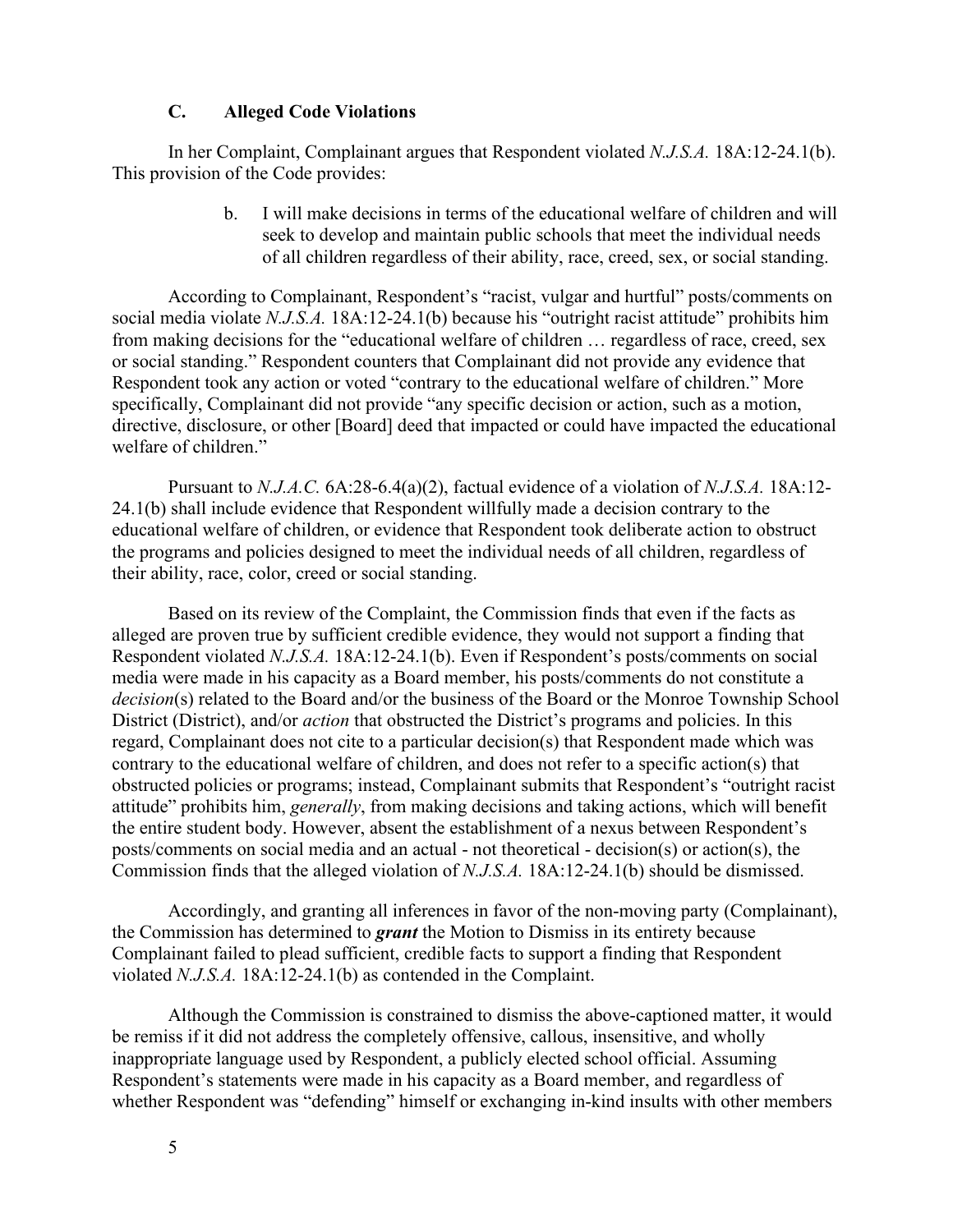### C. Alleged Code Violations

In her Complaint, Complainant argues that Respondent violated *N.J.S.A.* 18A:12-24.1(b). This provision of the Code provides:

> b. I will make decisions in terms of the educational welfare of children and will seek to develop and maintain public schools that meet the individual needs of all children regardless of their ability, race, creed, sex, or social standing.

According to Complainant, Respondent's "racist, vulgar and hurtful" posts/comments on social media violate *N.J.S.A.* 18A:12-24.1(b) because his "outright racist attitude" prohibits him from making decisions for the "educational welfare of children … regardless of race, creed, sex or social standing." Respondent counters that Complainant did not provide any evidence that Respondent took any action or voted "contrary to the educational welfare of children." More specifically, Complainant did not provide "any specific decision or action, such as a motion, directive, disclosure, or other [Board] deed that impacted or could have impacted the educational welfare of children."

Pursuant to *N.J.A.C.* 6A:28-6.4(a)(2), factual evidence of a violation of *N.J.S.A.* 18A:12-24.1(b) shall include evidence that Respondent willfully made a decision contrary to the educational welfare of children, or evidence that Respondent took deliberate action to obstruct the programs and policies designed to meet the individual needs of all children, regardless of their ability, race, color, creed or social standing.

Based on its review of the Complaint, the Commission finds that even if the facts as alleged are proven true by sufficient credible evidence, they would not support a finding that Respondent violated *N.J.S.A.* 18A:12-24.1(b). Even if Respondent's posts/comments on social media were made in his capacity as a Board member, his posts/comments do not constitute a *decision*(s) related to the Board and/or the business of the Board or the Monroe Township School District (District), and/or *action* that obstructed the District's programs and policies. In this regard, Complainant does not cite to a particular decision(s) that Respondent made which was contrary to the educational welfare of children, and does not refer to a specific action(s) that obstructed policies or programs; instead, Complainant submits that Respondent's "outright racist attitude" prohibits him, *generally*, from making decisions and taking actions, which will benefit the entire student body. However, absent the establishment of a nexus between Respondent's posts/comments on social media and an actual - not theoretical - decision(s) or action(s), the Commission finds that the alleged violation of *N.J.S.A.* 18A:12-24.1(b) should be dismissed.

Accordingly, and granting all inferences in favor of the non-moving party (Complainant), the Commission has determined to ***grant*** the Motion to Dismiss in its entirety because Complainant failed to plead sufficient, credible facts to support a finding that Respondent violated *N.J.S.A.* 18A:12-24.1(b) as contended in the Complaint.

Although the Commission is constrained to dismiss the above-captioned matter, it would be remiss if it did not address the completely offensive, callous, insensitive, and wholly inappropriate language used by Respondent, a publicly elected school official. Assuming Respondent's statements were made in his capacity as a Board member, and regardless of whether Respondent was "defending" himself or exchanging in-kind insults with other members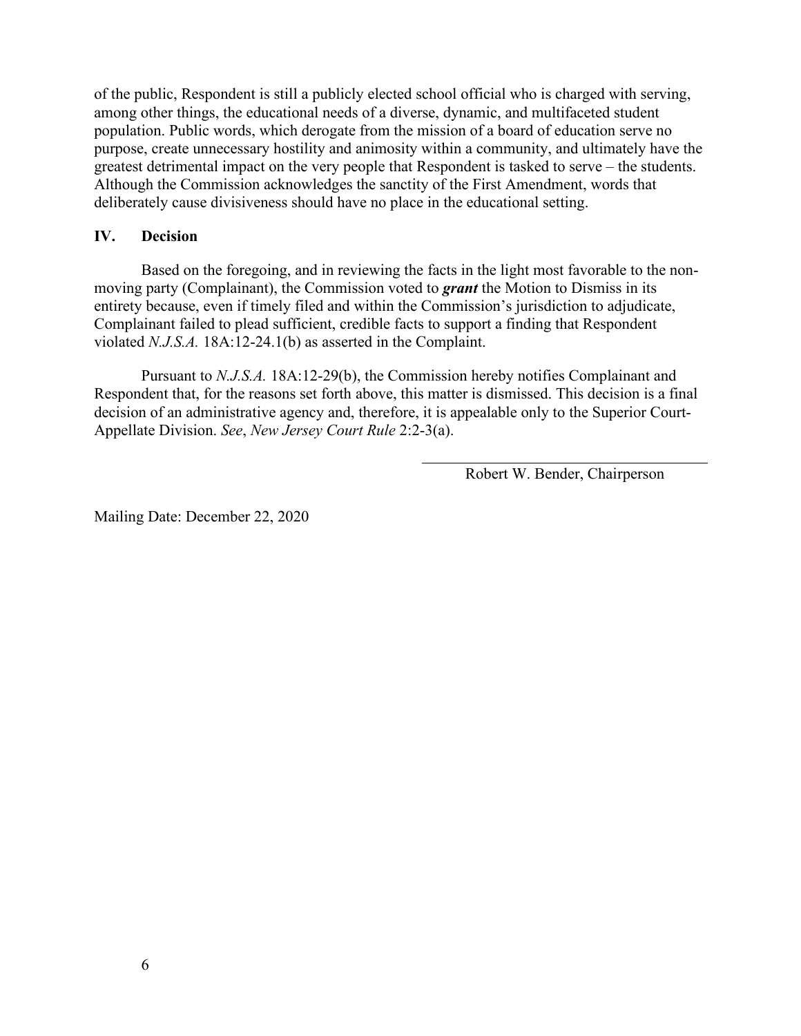of the public, Respondent is still a publicly elected school official who is charged with serving, among other things, the educational needs of a diverse, dynamic, and multifaceted student population. Public words, which derogate from the mission of a board of education serve no purpose, create unnecessary hostility and animosity within a community, and ultimately have the greatest detrimental impact on the very people that Respondent is tasked to serve – the students. Although the Commission acknowledges the sanctity of the First Amendment, words that deliberately cause divisiveness should have no place in the educational setting.

## IV. Decision

Based on the foregoing, and in reviewing the facts in the light most favorable to the non-moving party (Complainant), the Commission voted to ***grant*** the Motion to Dismiss in its entirety because, even if timely filed and within the Commission's jurisdiction to adjudicate, Complainant failed to plead sufficient, credible facts to support a finding that Respondent violated *N.J.S.A.* 18A:12-24.1(b) as asserted in the Complaint.

Pursuant to *N.J.S.A.* 18A:12-29(b), the Commission hereby notifies Complainant and Respondent that, for the reasons set forth above, this matter is dismissed. This decision is a final decision of an administrative agency and, therefore, it is appealable only to the Superior Court-Appellate Division. *See*, *New Jersey Court Rule* 2:2-3(a).

Robert W. Bender, Chairperson

Mailing Date: December 22, 2020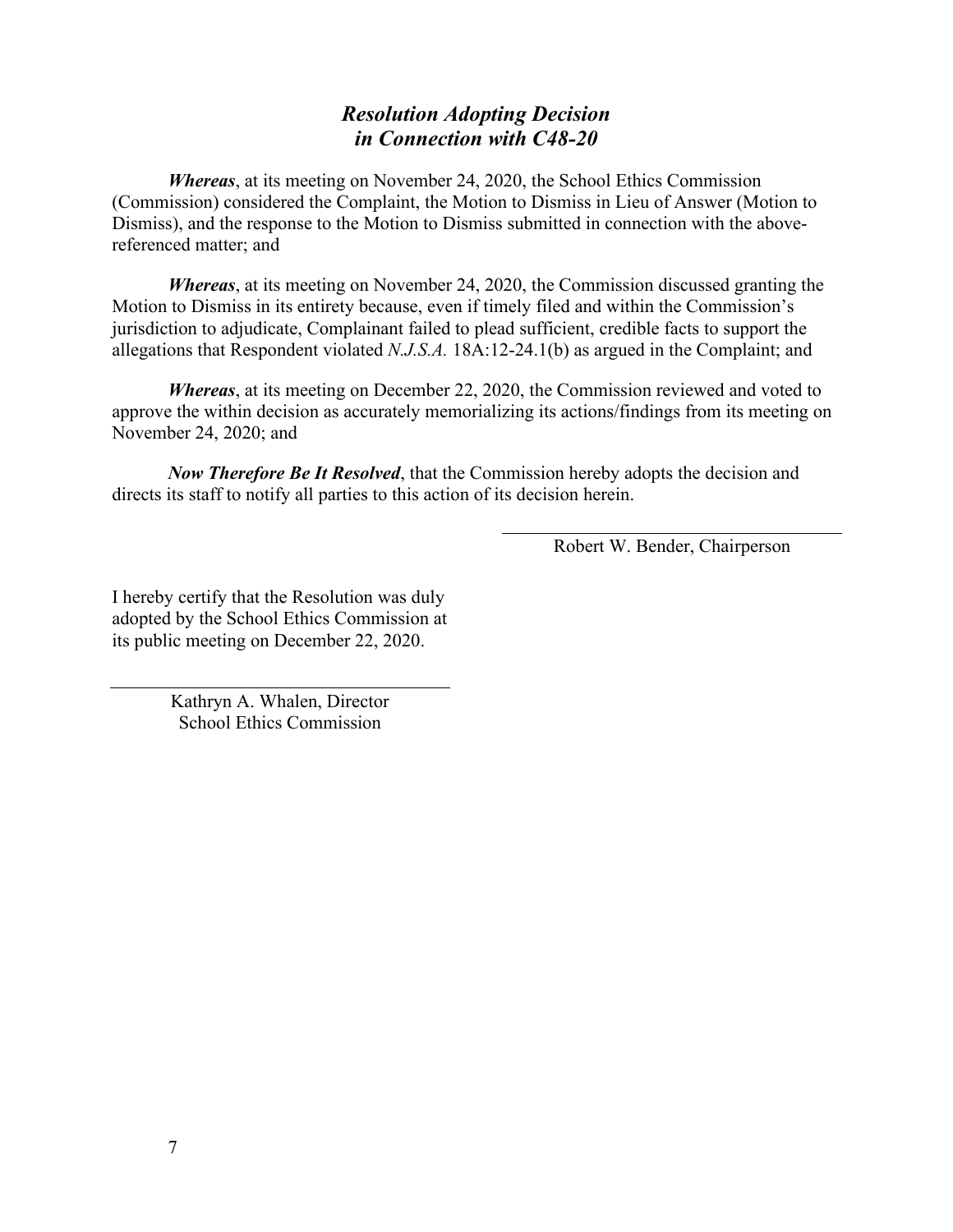## ***Resolution Adopting Decision in Connection with C48-20***

***Whereas***, at its meeting on November 24, 2020, the School Ethics Commission (Commission) considered the Complaint, the Motion to Dismiss in Lieu of Answer (Motion to Dismiss), and the response to the Motion to Dismiss submitted in connection with the above-referenced matter; and

***Whereas***, at its meeting on November 24, 2020, the Commission discussed granting the Motion to Dismiss in its entirety because, even if timely filed and within the Commission's jurisdiction to adjudicate, Complainant failed to plead sufficient, credible facts to support the allegations that Respondent violated *N.J.S.A.* 18A:12-24.1(b) as argued in the Complaint; and

***Whereas***, at its meeting on December 22, 2020, the Commission reviewed and voted to approve the within decision as accurately memorializing its actions/findings from its meeting on November 24, 2020; and

***Now Therefore Be It Resolved***, that the Commission hereby adopts the decision and directs its staff to notify all parties to this action of its decision herein.

Robert W. Bender, Chairperson

I hereby certify that the Resolution was duly adopted by the School Ethics Commission at its public meeting on December 22, 2020.

Kathryn A. Whalen, Director
School Ethics Commission